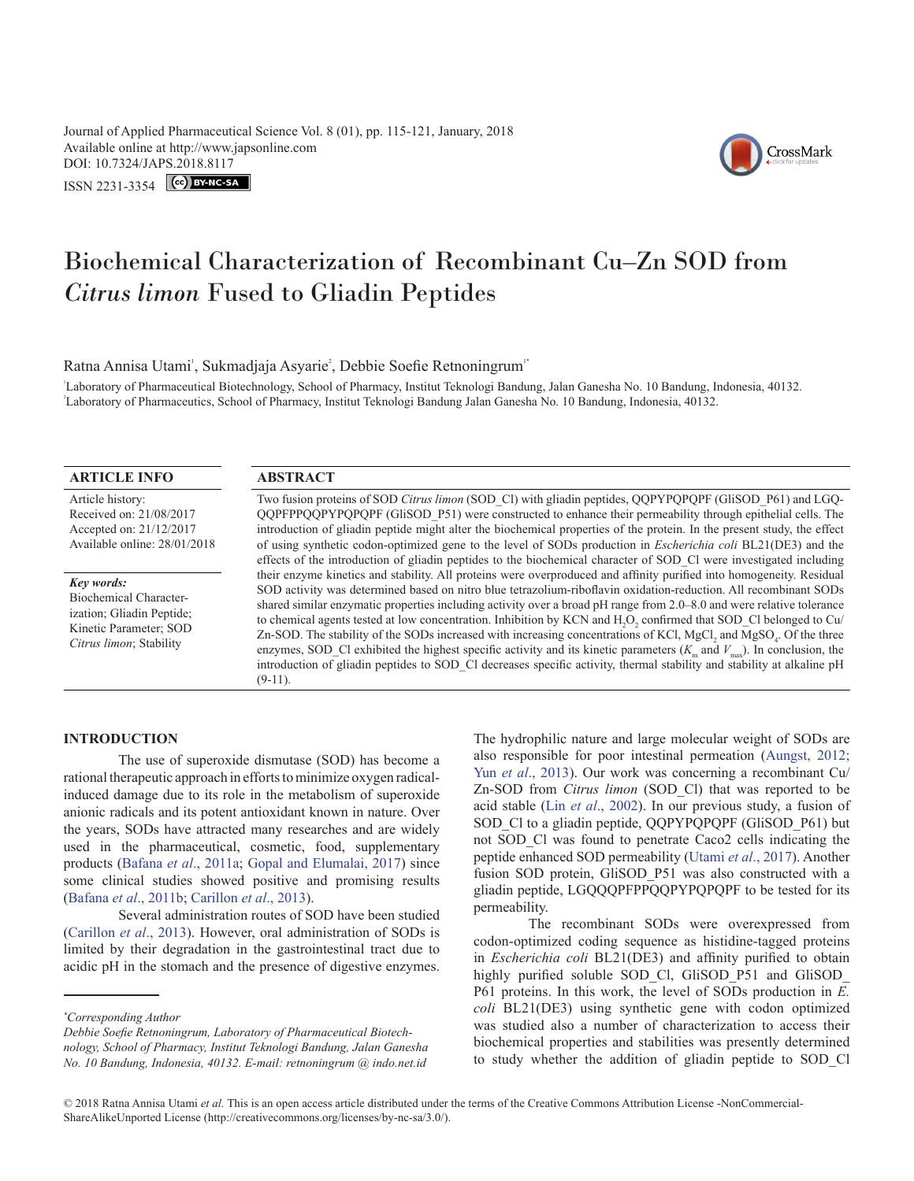Journal of Applied Pharmaceutical Science Vol. 8 (01), pp. 115-121, January, 2018
Available online at http://www.japsonline.com
DOI: 10.7324/JAPS.2018.8117
ISSN 2231-3354

# Biochemical Characterization of Recombinant Cu–Zn SOD from *Citrus limon* Fused to Gliadin Peptides

Ratna Annisa Utami[1], Sukmadjaja Asyarie[2], Debbie Soefie Retnoningrum[1*]

[1]Laboratory of Pharmaceutical Biotechnology, School of Pharmacy, Institut Teknologi Bandung, Jalan Ganesha No. 10 Bandung, Indonesia, 40132.
[2]Laboratory of Pharmaceutics, School of Pharmacy, Institut Teknologi Bandung Jalan Ganesha No. 10 Bandung, Indonesia, 40132.

## ARTICLE INFO

Article history:
Received on: 21/08/2017
Accepted on: 21/12/2017
Available online: 28/01/2018

***Key words:***
Biochemical Characterization; Gliadin Peptide; Kinetic Parameter; SOD *Citrus limon*; Stability

## ABSTRACT

Two fusion proteins of SOD *Citrus limon* (SOD_Cl) with gliadin peptides, QQPYPQPQPF (GliSOD_P61) and LGQQQPFPPQQPYPQPQPF (GliSOD_P51) were constructed to enhance their permeability through epithelial cells. The introduction of gliadin peptide might alter the biochemical properties of the protein. In the present study, the effect of using synthetic codon-optimized gene to the level of SODs production in *Escherichia coli* BL21(DE3) and the effects of the introduction of gliadin peptides to the biochemical character of SOD_Cl were investigated including their enzyme kinetics and stability. All proteins were overproduced and affinity purified into homogeneity. Residual SOD activity was determined based on nitro blue tetrazolium-riboflavin oxidation-reduction. All recombinant SODs shared similar enzymatic properties including activity over a broad pH range from 2.0–8.0 and were relative tolerance to chemical agents tested at low concentration. Inhibition by KCN and $H_2O_2$ confirmed that SOD_Cl belonged to Cu/Zn-SOD. The stability of the SODs increased with increasing concentrations of KCl, $MgCl_2$ and $MgSO_4$. Of the three enzymes, SOD_Cl exhibited the highest specific activity and its kinetic parameters ($K_m$ and $V_{max}$). In conclusion, the introduction of gliadin peptides to SOD_Cl decreases specific activity, thermal stability and stability at alkaline pH (9-11).

## INTRODUCTION

The use of superoxide dismutase (SOD) has become a rational therapeutic approach in efforts to minimize oxygen radical-induced damage due to its role in the metabolism of superoxide anionic radicals and its potent antioxidant known in nature. Over the years, SODs have attracted many researches and are widely used in the pharmaceutical, cosmetic, food, supplementary products (Bafana *et al*., 2011a; Gopal and Elumalai, 2017) since some clinical studies showed positive and promising results (Bafana *et al*., 2011b; Carillon *et al*., 2013).

Several administration routes of SOD have been studied (Carillon *et al*., 2013). However, oral administration of SODs is limited by their degradation in the gastrointestinal tract due to acidic pH in the stomach and the presence of digestive enzymes. The hydrophilic nature and large molecular weight of SODs are also responsible for poor intestinal permeation (Aungst, 2012; Yun *et al*., 2013). Our work was concerning a recombinant Cu/Zn-SOD from *Citrus limon* (SOD_Cl) that was reported to be acid stable (Lin *et al*., 2002). In our previous study, a fusion of SOD_Cl to a gliadin peptide, QQPYPQPQPF (GliSOD_P61) but not SOD_Cl was found to penetrate Caco2 cells indicating the peptide enhanced SOD permeability (Utami *et al*., 2017). Another fusion SOD protein, GliSOD_P51 was also constructed with a gliadin peptide, LGQQQPFPPQQPYPQPQPF to be tested for its permeability.

The recombinant SODs were overexpressed from codon-optimized coding sequence as histidine-tagged proteins in *Escherichia coli* BL21(DE3) and affinity purified to obtain highly purified soluble SOD_Cl, GliSOD_P51 and GliSOD_P61 proteins. In this work, the level of SODs production in *E. coli* BL21(DE3) using synthetic gene with codon optimized was studied also a number of characterization to access their biochemical properties and stabilities was presently determined to study whether the addition of gliadin peptide to SOD_Cl

*Corresponding Author
*Debbie Soefie Retnoningrum, Laboratory of Pharmaceutical Biotechnology, School of Pharmacy, Institut Teknologi Bandung, Jalan Ganesha No. 10 Bandung, Indonesia, 40132. E-mail: retnoningrum @ indo.net.id*

© 2018 Ratna Annisa Utami *et al.* This is an open access article distributed under the terms of the Creative Commons Attribution License -NonCommercial-ShareAlikeUnported License (http://creativecommons.org/licenses/by-nc-sa/3.0/).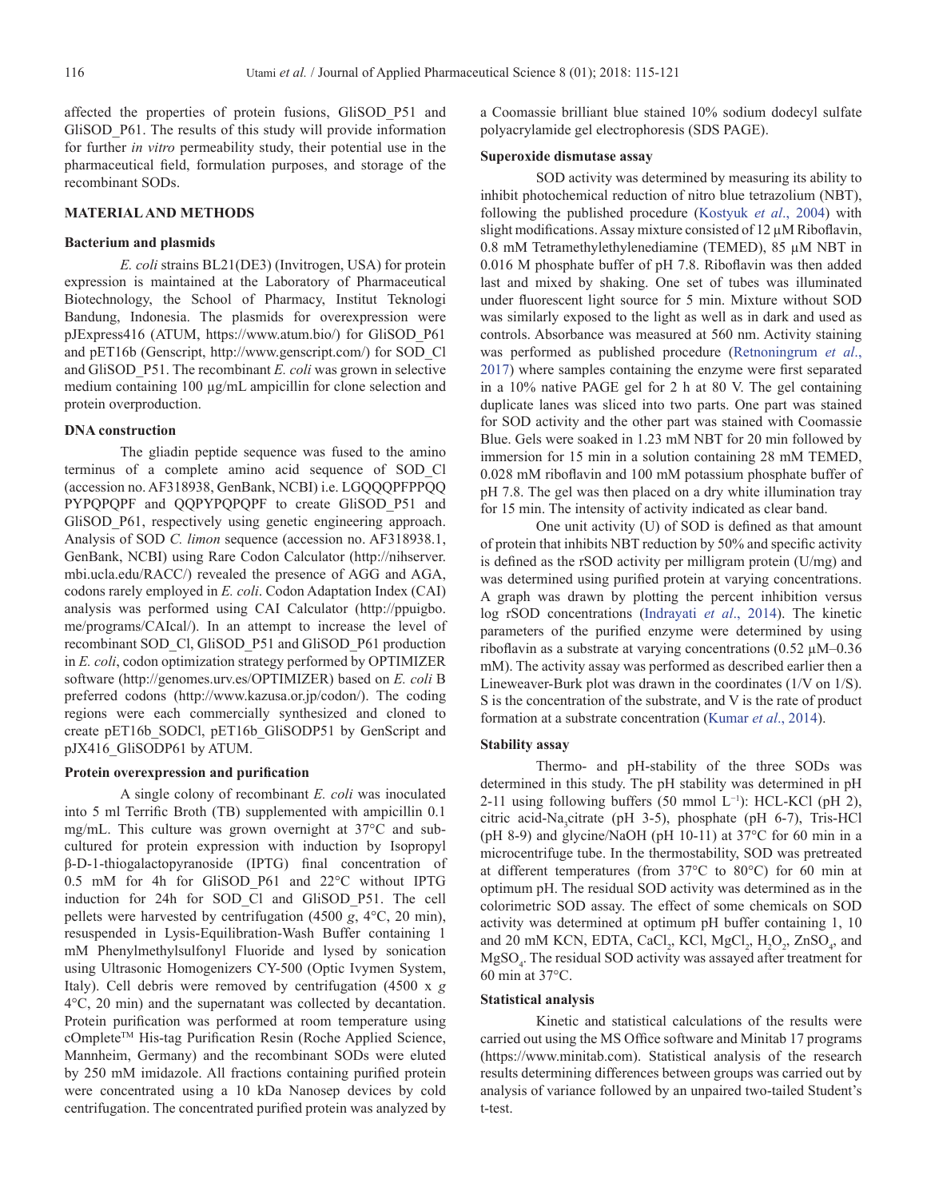affected the properties of protein fusions, GliSOD_P51 and GliSOD_P61. The results of this study will provide information for further *in vitro* permeability study, their potential use in the pharmaceutical field, formulation purposes, and storage of the recombinant SODs.

## MATERIAL AND METHODS

### Bacterium and plasmids

*E. coli* strains BL21(DE3) (Invitrogen, USA) for protein expression is maintained at the Laboratory of Pharmaceutical Biotechnology, the School of Pharmacy, Institut Teknologi Bandung, Indonesia. The plasmids for overexpression were pJExpress416 (ATUM, https://www.atum.bio/) for GliSOD_P61 and pET16b (Genscript, http://www.genscript.com/) for SOD_Cl and GliSOD_P51. The recombinant *E. coli* was grown in selective medium containing 100 µg/mL ampicillin for clone selection and protein overproduction.

### DNA construction

The gliadin peptide sequence was fused to the amino terminus of a complete amino acid sequence of SOD_Cl (accession no. AF318938, GenBank, NCBI) i.e. LGQQQPFPPQQ PYPQPQPF and QQPYPQPQPF to create GliSOD_P51 and GliSOD_P61, respectively using genetic engineering approach. Analysis of SOD *C. limon* sequence (accession no. AF318938.1, GenBank, NCBI) using Rare Codon Calculator (http://nihserver.mbi.ucla.edu/RACC/) revealed the presence of AGG and AGA, codons rarely employed in *E. coli*. Codon Adaptation Index (CAI) analysis was performed using CAI Calculator (http://ppuigbo.me/programs/CAIcal/). In an attempt to increase the level of recombinant SOD_Cl, GliSOD_P51 and GliSOD_P61 production in *E. coli*, codon optimization strategy performed by OPTIMIZER software (http://genomes.urv.es/OPTIMIZER) based on *E. coli* B preferred codons (http://www.kazusa.or.jp/codon/). The coding regions were each commercially synthesized and cloned to create pET16b_SODCl, pET16b_GliSODP51 by GenScript and pJX416_GliSODP61 by ATUM.

### Protein overexpression and purification

A single colony of recombinant *E. coli* was inoculated into 5 ml Terrific Broth (TB) supplemented with ampicillin 0.1 mg/mL. This culture was grown overnight at 37°C and sub-cultured for protein expression with induction by Isopropyl β-D-1-thiogalactopyranoside (IPTG) final concentration of 0.5 mM for 4h for GliSOD_P61 and 22°C without IPTG induction for 24h for SOD_Cl and GliSOD_P51. The cell pellets were harvested by centrifugation (4500 *g*, 4°C, 20 min), resuspended in Lysis-Equilibration-Wash Buffer containing 1 mM Phenylmethylsulfonyl Fluoride and lysed by sonication using Ultrasonic Homogenizers CY-500 (Optic Ivymen System, Italy). Cell debris were removed by centrifugation (4500 x *g* 4°C, 20 min) and the supernatant was collected by decantation. Protein purification was performed at room temperature using cOmplete™ His-tag Purification Resin (Roche Applied Science, Mannheim, Germany) and the recombinant SODs were eluted by 250 mM imidazole. All fractions containing purified protein were concentrated using a 10 kDa Nanosep devices by cold centrifugation. The concentrated purified protein was analyzed by a Coomassie brilliant blue stained 10% sodium dodecyl sulfate polyacrylamide gel electrophoresis (SDS PAGE).

### Superoxide dismutase assay

SOD activity was determined by measuring its ability to inhibit photochemical reduction of nitro blue tetrazolium (NBT), following the published procedure (Kostyuk *et al*., 2004) with slight modifications. Assay mixture consisted of 12 µM Riboflavin, 0.8 mM Tetramethylethylenediamine (TEMED), 85 µM NBT in 0.016 M phosphate buffer of pH 7.8. Riboflavin was then added last and mixed by shaking. One set of tubes was illuminated under fluorescent light source for 5 min. Mixture without SOD was similarly exposed to the light as well as in dark and used as controls. Absorbance was measured at 560 nm. Activity staining was performed as published procedure (Retnoningrum *et al*., 2017) where samples containing the enzyme were first separated in a 10% native PAGE gel for 2 h at 80 V. The gel containing duplicate lanes was sliced into two parts. One part was stained for SOD activity and the other part was stained with Coomassie Blue. Gels were soaked in 1.23 mM NBT for 20 min followed by immersion for 15 min in a solution containing 28 mM TEMED, 0.028 mM riboflavin and 100 mM potassium phosphate buffer of pH 7.8. The gel was then placed on a dry white illumination tray for 15 min. The intensity of activity indicated as clear band.

One unit activity (U) of SOD is defined as that amount of protein that inhibits NBT reduction by 50% and specific activity is defined as the rSOD activity per milligram protein (U/mg) and was determined using purified protein at varying concentrations. A graph was drawn by plotting the percent inhibition versus log rSOD concentrations (Indrayati *et al*., 2014). The kinetic parameters of the purified enzyme were determined by using riboflavin as a substrate at varying concentrations (0.52 µM–0.36 mM). The activity assay was performed as described earlier then a Lineweaver-Burk plot was drawn in the coordinates (1/V on 1/S). S is the concentration of the substrate, and V is the rate of product formation at a substrate concentration (Kumar *et al*., 2014).

### Stability assay

Thermo- and pH-stability of the three SODs was determined in this study. The pH stability was determined in pH 2-11 using following buffers (50 mmol $L^{-1}$): HCL-KCl (pH 2), citric acid-$Na_3$citrate (pH 3-5), phosphate (pH 6-7), Tris-HCl (pH 8-9) and glycine/NaOH (pH 10-11) at 37°C for 60 min in a microcentrifuge tube. In the thermostability, SOD was pretreated at different temperatures (from 37°C to 80°C) for 60 min at optimum pH. The residual SOD activity was determined as in the colorimetric SOD assay. The effect of some chemicals on SOD activity was determined at optimum pH buffer containing 1, 10 and 20 mM KCN, EDTA, $CaCl_2$, KCl, $MgCl_2$, $H_2O_2$, $ZnSO_4$, and $MgSO_4$. The residual SOD activity was assayed after treatment for 60 min at 37°C.

### Statistical analysis

Kinetic and statistical calculations of the results were carried out using the MS Office software and Minitab 17 programs (https://www.minitab.com). Statistical analysis of the research results determining differences between groups was carried out by analysis of variance followed by an unpaired two-tailed Student's t-test.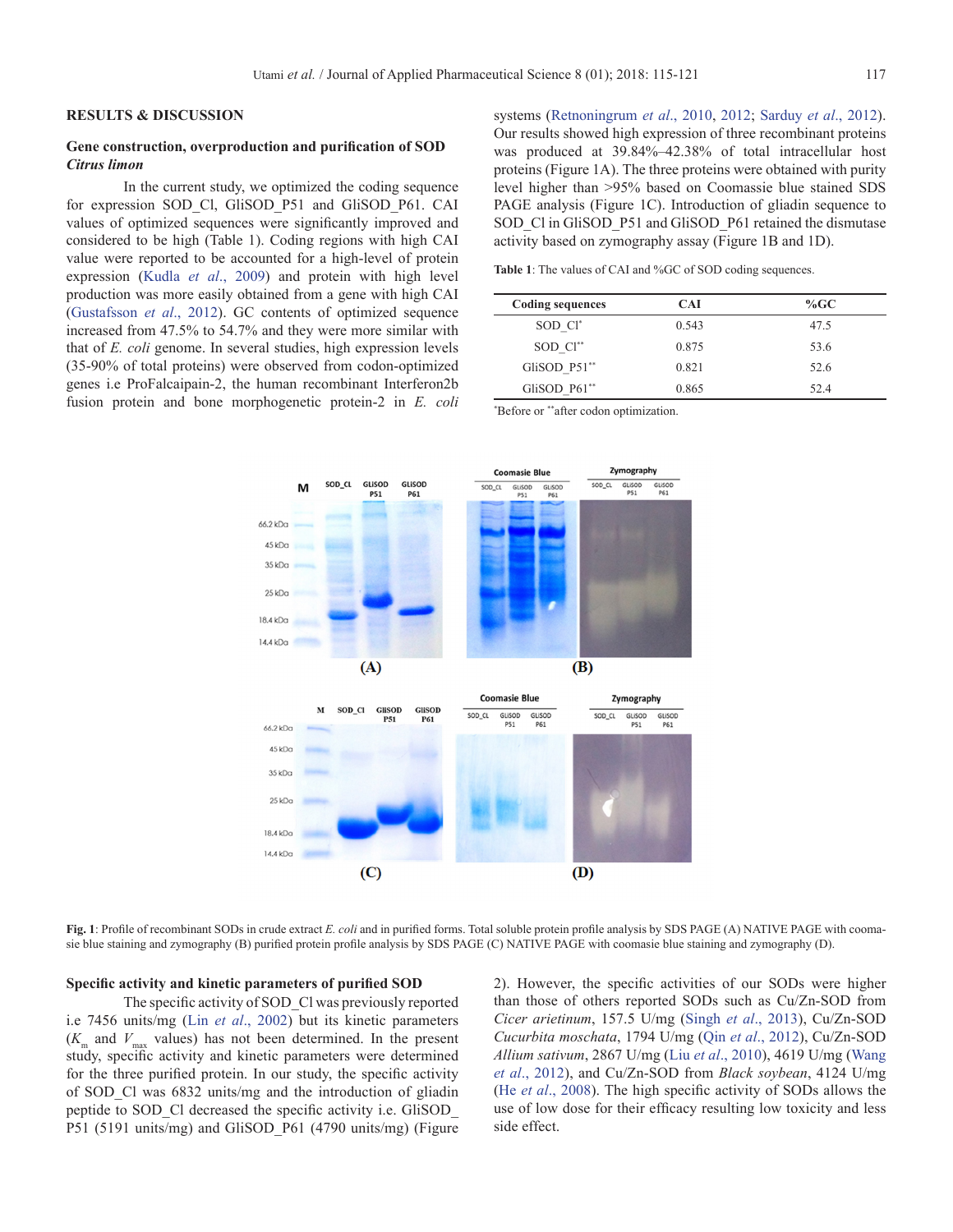## RESULTS & DISCUSSION

### Gene construction, overproduction and purification of SOD *Citrus limon*

In the current study, we optimized the coding sequence for expression SOD_Cl, GliSOD_P51 and GliSOD_P61. CAI values of optimized sequences were significantly improved and considered to be high (Table 1). Coding regions with high CAI value were reported to be accounted for a high-level of protein expression (Kudla *et al*., 2009) and protein with high level production was more easily obtained from a gene with high CAI (Gustafsson *et al*., 2012). GC contents of optimized sequence increased from 47.5% to 54.7% and they were more similar with that of *E. coli* genome. In several studies, high expression levels (35-90% of total proteins) were observed from codon-optimized genes i.e ProFalcaipain-2, the human recombinant Interferon2b fusion protein and bone morphogenetic protein-2 in *E. coli* systems (Retnoningrum *et al*., 2010, 2012; Sarduy *et al*., 2012). Our results showed high expression of three recombinant proteins was produced at 39.84%–42.38% of total intracellular host proteins (Figure 1A). The three proteins were obtained with purity level higher than >95% based on Coomassie blue stained SDS PAGE analysis (Figure 1C). Introduction of gliadin sequence to SOD_Cl in GliSOD_P51 and GliSOD_P61 retained the dismutase activity based on zymography assay (Figure 1B and 1D).

**Table 1**: The values of CAI and %GC of SOD coding sequences.

| Coding sequences | CAI | %GC |
|---|---|---|
| SOD_Cl[*] | 0.543 | 47.5 |
| SOD_Cl[**] | 0.875 | 53.6 |
| GliSOD_P51[**] | 0.821 | 52.6 |
| GliSOD_P61[**] | 0.865 | 52.4 |

[*]Before or [**]after codon optimization.

**Fig. 1**: Profile of recombinant SODs in crude extract *E. coli* and in purified forms. Total soluble protein profile analysis by SDS PAGE (A) NATIVE PAGE with coomassie blue staining and zymography (B) purified protein profile analysis by SDS PAGE (C) NATIVE PAGE with coomasie blue staining and zymography (D).

### Specific activity and kinetic parameters of purified SOD

The specific activity of SOD_Cl was previously reported i.e 7456 units/mg (Lin *et al*., 2002) but its kinetic parameters ($K_m$ and $V_{max}$ values) has not been determined. In the present study, specific activity and kinetic parameters were determined for the three purified protein. In our study, the specific activity of SOD_Cl was 6832 units/mg and the introduction of gliadin peptide to SOD_Cl decreased the specific activity i.e. GliSOD_P51 (5191 units/mg) and GliSOD_P61 (4790 units/mg) (Figure 2). However, the specific activities of our SODs were higher than those of others reported SODs such as Cu/Zn-SOD from *Cicer arietinum*, 157.5 U/mg (Singh *et al*., 2013), Cu/Zn-SOD *Cucurbita moschata*, 1794 U/mg (Qin *et al*., 2012), Cu/Zn-SOD *Allium sativum*, 2867 U/mg (Liu *et al*., 2010), 4619 U/mg (Wang *et al*., 2012), and Cu/Zn-SOD from *Black soybean*, 4124 U/mg (He *et al*., 2008). The high specific activity of SODs allows the use of low dose for their efficacy resulting low toxicity and less side effect.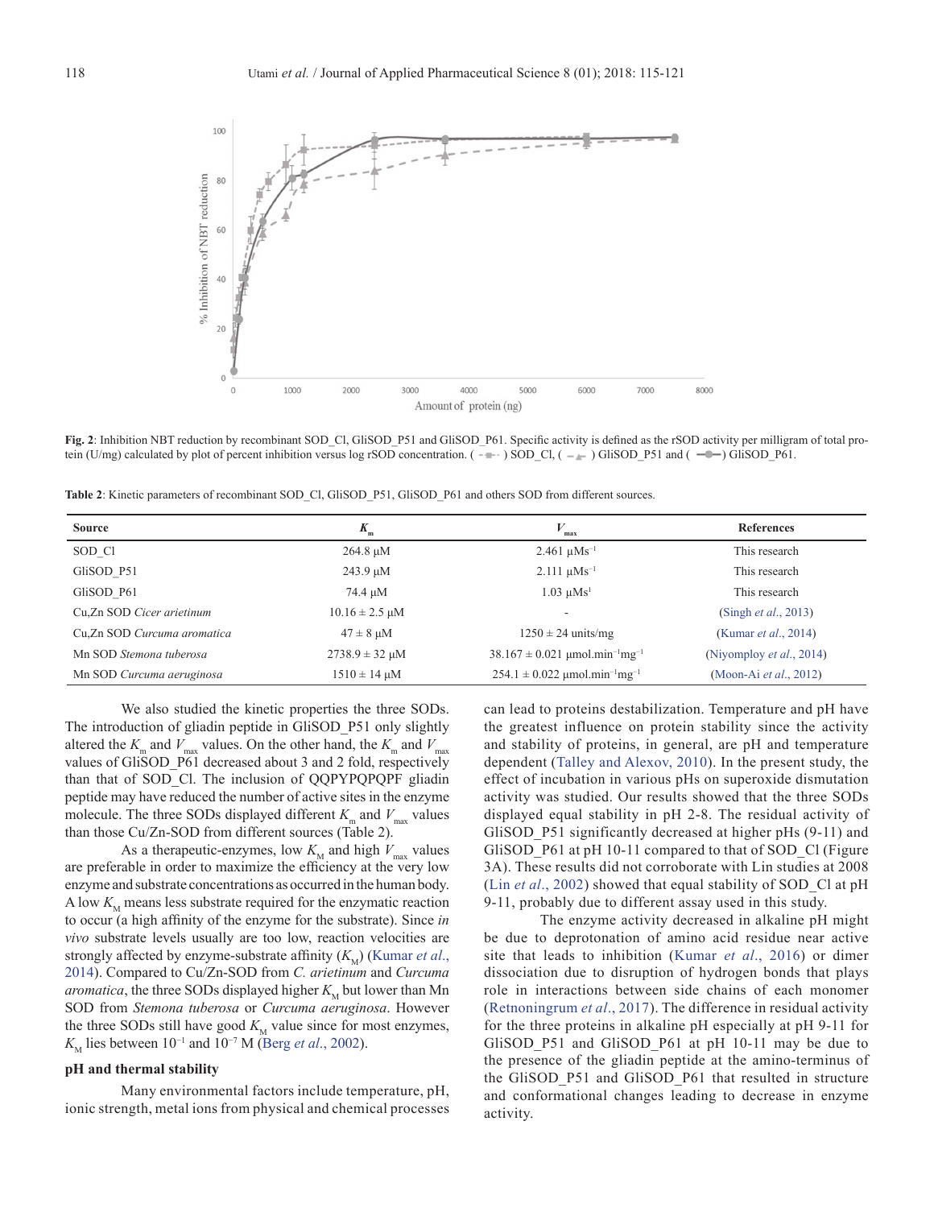**Fig. 2**: Inhibition NBT reduction by recombinant SOD_Cl, GliSOD_P51 and GliSOD_P61. Specific activity is defined as the rSOD activity per milligram of total protein (U/mg) calculated by plot of percent inhibition versus log rSOD concentration. ( ) SOD_Cl, ( ) GliSOD_P51 and ( ) GliSOD_P61.

**Table 2**: Kinetic parameters of recombinant SOD_Cl, GliSOD_P51, GliSOD_P61 and others SOD from different sources.

| Source | $K_m$ | $V_{max}$ | References |
|---|---|---|---|
| SOD_Cl | 264.8 μM | 2.461 $\mu Ms^{-1}$ | This research |
| GliSOD_P51 | 243.9 μM | 2.111 $\mu Ms^{-1}$ | This research |
| GliSOD_P61 | 74.4 μM | 1.03 $\mu Ms^{1}$ | This research |
| Cu,Zn SOD *Cicer arietinum* | 10.16 ± 2.5 μM | - | (Singh *et al*., 2013) |
| Cu,Zn SOD *Curcuma aromatica* | 47 ± 8 μM | 1250 ± 24 units/mg | (Kumar *et al*., 2014) |
| Mn SOD *Stemona tuberosa* | 2738.9 ± 32 μM | 38.167 ± 0.021 $\mu mol.min^{-1}mg^{-1}$ | (Niyomploy *et al*., 2014) |
| Mn SOD *Curcuma aeruginosa* | 1510 ± 14 μM | 254.1 ± 0.022 $\mu mol.min^{-1}mg^{-1}$ | (Moon-Ai *et al*., 2012) |

We also studied the kinetic properties the three SODs. The introduction of gliadin peptide in GliSOD_P51 only slightly altered the $K_m$ and $V_{max}$ values. On the other hand, the $K_m$ and $V_{max}$ values of GliSOD_P61 decreased about 3 and 2 fold, respectively than that of SOD_Cl. The inclusion of QQPYPQPQPF gliadin peptide may have reduced the number of active sites in the enzyme molecule. The three SODs displayed different $K_m$ and $V_{max}$ values than those Cu/Zn-SOD from different sources (Table 2).

As a therapeutic-enzymes, low $K_M$ and high $V_{max}$ values are preferable in order to maximize the efficiency at the very low enzyme and substrate concentrations as occurred in the human body. A low $K_M$ means less substrate required for the enzymatic reaction to occur (a high affinity of the enzyme for the substrate). Since *in vivo* substrate levels usually are too low, reaction velocities are strongly affected by enzyme-substrate affinity ($K_M$) (Kumar *et al*., 2014). Compared to Cu/Zn-SOD from *C. arietinum* and *Curcuma aromatica*, the three SODs displayed higher $K_M$ but lower than Mn SOD from *Stemona tuberosa* or *Curcuma aeruginosa*. However the three SODs still have good $K_M$ value since for most enzymes, $K_M$ lies between $10^{-1}$ and $10^{-7}$ M (Berg *et al*., 2002).

**pH and thermal stability**

Many environmental factors include temperature, pH, ionic strength, metal ions from physical and chemical processes can lead to proteins destabilization. Temperature and pH have the greatest influence on protein stability since the activity and stability of proteins, in general, are pH and temperature dependent (Talley and Alexov, 2010). In the present study, the effect of incubation in various pHs on superoxide dismutation activity was studied. Our results showed that the three SODs displayed equal stability in pH 2-8. The residual activity of GliSOD_P51 significantly decreased at higher pHs (9-11) and GliSOD_P61 at pH 10-11 compared to that of SOD_Cl (Figure 3A). These results did not corroborate with Lin studies at 2008 (Lin *et al*., 2002) showed that equal stability of SOD_Cl at pH 9-11, probably due to different assay used in this study.

The enzyme activity decreased in alkaline pH might be due to deprotonation of amino acid residue near active site that leads to inhibition (Kumar *et al*., 2016) or dimer dissociation due to disruption of hydrogen bonds that plays role in interactions between side chains of each monomer (Retnoningrum *et al*., 2017). The difference in residual activity for the three proteins in alkaline pH especially at pH 9-11 for GliSOD_P51 and GliSOD_P61 at pH 10-11 may be due to the presence of the gliadin peptide at the amino-terminus of the GliSOD_P51 and GliSOD_P61 that resulted in structure and conformational changes leading to decrease in enzyme activity.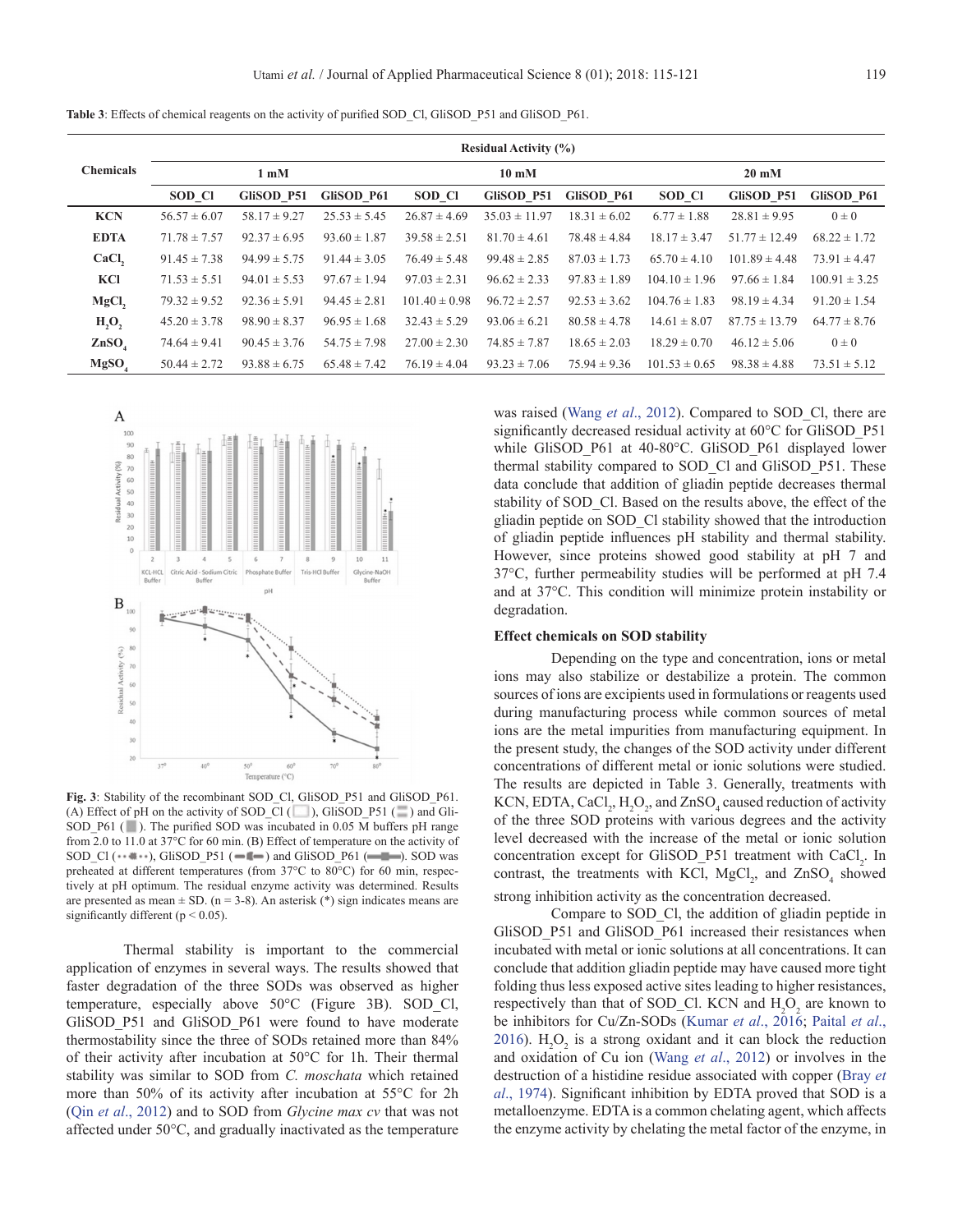**Table 3**: Effects of chemical reagents on the activity of purified SOD_Cl, GliSOD_P51 and GliSOD_P61.

| Chemicals | Residual Activity (%) | | | | | | | | |
|---|---|---|---|---|---|---|---|---|---|
| | 1 mM | | | 10 mM | | | 20 mM | | |
| | SOD_Cl | GliSOD_P51 | GliSOD_P61 | SOD_Cl | GliSOD_P51 | GliSOD_P61 | SOD_Cl | GliSOD_P51 | GliSOD_P61 |
| KCN | 56.57 ± 6.07 | 58.17 ± 9.27 | 25.53 ± 5.45 | 26.87 ± 4.69 | 35.03 ± 11.97 | 18.31 ± 6.02 | 6.77 ± 1.88 | 28.81 ± 9.95 | 0 ± 0 |
| EDTA | 71.78 ± 7.57 | 92.37 ± 6.95 | 93.60 ± 1.87 | 39.58 ± 2.51 | 81.70 ± 4.61 | 78.48 ± 4.84 | 18.17 ± 3.47 | 51.77 ± 12.49 | 68.22 ± 1.72 |
| $CaCl_2$ | 91.45 ± 7.38 | 94.99 ± 5.75 | 91.44 ± 3.05 | 76.49 ± 5.48 | 99.48 ± 2.85 | 87.03 ± 1.73 | 65.70 ± 4.10 | 101.89 ± 4.48 | 73.91 ± 4.47 |
| KCl | 71.53 ± 5.51 | 94.01 ± 5.53 | 97.67 ± 1.94 | 97.03 ± 2.31 | 96.62 ± 2.33 | 97.83 ± 1.89 | 104.10 ± 1.96 | 97.66 ± 1.84 | 100.91 ± 3.25 |
| $MgCl_2$ | 79.32 ± 9.52 | 92.36 ± 5.91 | 94.45 ± 2.81 | 101.40 ± 0.98 | 96.72 ± 2.57 | 92.53 ± 3.62 | 104.76 ± 1.83 | 98.19 ± 4.34 | 91.20 ± 1.54 |
| $H_2O_2$ | 45.20 ± 3.78 | 98.90 ± 8.37 | 96.95 ± 1.68 | 32.43 ± 5.29 | 93.06 ± 6.21 | 80.58 ± 4.78 | 14.61 ± 8.07 | 87.75 ± 13.79 | 64.77 ± 8.76 |
| $ZnSO_4$ | 74.64 ± 9.41 | 90.45 ± 3.76 | 54.75 ± 7.98 | 27.00 ± 2.30 | 74.85 ± 7.87 | 18.65 ± 2.03 | 18.29 ± 0.70 | 46.12 ± 5.06 | 0 ± 0 |
| $MgSO_4$ | 50.44 ± 2.72 | 93.88 ± 6.75 | 65.48 ± 7.42 | 76.19 ± 4.04 | 93.23 ± 7.06 | 75.94 ± 9.36 | 101.53 ± 0.65 | 98.38 ± 4.88 | 73.51 ± 5.12 |

**Fig. 3**: Stability of the recombinant SOD_Cl, GliSOD_P51 and GliSOD_P61. (A) Effect of pH on the activity of SOD_Cl ( ), GliSOD_P51 ( ) and GliSOD_P61 ( ). The purified SOD was incubated in 0.05 M buffers pH range from 2.0 to 11.0 at 37°C for 60 min. (B) Effect of temperature on the activity of SOD_Cl ( ), GliSOD_P51 ( ) and GliSOD_P61 ( ). SOD was preheated at different temperatures (from 37°C to 80°C) for 60 min, respectively at pH optimum. The residual enzyme activity was determined. Results are presented as mean ± SD. (n = 3-8). An asterisk (*) sign indicates means are significantly different ($p < 0.05$).

Thermal stability is important to the commercial application of enzymes in several ways. The results showed that faster degradation of the three SODs was observed as higher temperature, especially above 50°C (Figure 3B). SOD_Cl, GliSOD_P51 and GliSOD_P61 were found to have moderate thermostability since the three of SODs retained more than 84% of their activity after incubation at 50°C for 1h. Their thermal stability was similar to SOD from *C. moschata* which retained more than 50% of its activity after incubation at 55°C for 2h (Qin *et al*., 2012) and to SOD from *Glycine max cv* that was not affected under 50°C, and gradually inactivated as the temperature was raised (Wang *et al*., 2012). Compared to SOD_Cl, there are significantly decreased residual activity at 60°C for GliSOD_P51 while GliSOD_P61 at 40-80°C. GliSOD_P61 displayed lower thermal stability compared to SOD_Cl and GliSOD_P51. These data conclude that addition of gliadin peptide decreases thermal stability of SOD_Cl. Based on the results above, the effect of the gliadin peptide on SOD_Cl stability showed that the introduction of gliadin peptide influences pH stability and thermal stability. However, since proteins showed good stability at pH 7 and 37°C, further permeability studies will be performed at pH 7.4 and at 37°C. This condition will minimize protein instability or degradation.

### Effect chemicals on SOD stability

Depending on the type and concentration, ions or metal ions may also stabilize or destabilize a protein. The common sources of ions are excipients used in formulations or reagents used during manufacturing process while common sources of metal ions are the metal impurities from manufacturing equipment. In the present study, the changes of the SOD activity under different concentrations of different metal or ionic solutions were studied. The results are depicted in Table 3. Generally, treatments with KCN, EDTA, $CaCl_2$, $H_2O_2$, and $ZnSO_4$ caused reduction of activity of the three SOD proteins with various degrees and the activity level decreased with the increase of the metal or ionic solution concentration except for GliSOD_P51 treatment with $CaCl_2$. In contrast, the treatments with KCl, $MgCl_2$, and $ZnSO_4$ showed strong inhibition activity as the concentration decreased.

Compare to SOD_Cl, the addition of gliadin peptide in GliSOD_P51 and GliSOD_P61 increased their resistances when incubated with metal or ionic solutions at all concentrations. It can conclude that addition gliadin peptide may have caused more tight folding thus less exposed active sites leading to higher resistances, respectively than that of SOD_Cl. KCN and $H_2O_2$ are known to be inhibitors for Cu/Zn-SODs (Kumar *et al*., 2016; Paital *et al*., 2016). $H_2O_2$ is a strong oxidant and it can block the reduction and oxidation of Cu ion (Wang *et al*., 2012) or involves in the destruction of a histidine residue associated with copper (Bray *et al*., 1974). Significant inhibition by EDTA proved that SOD is a metalloenzyme. EDTA is a common chelating agent, which affects the enzyme activity by chelating the metal factor of the enzyme, in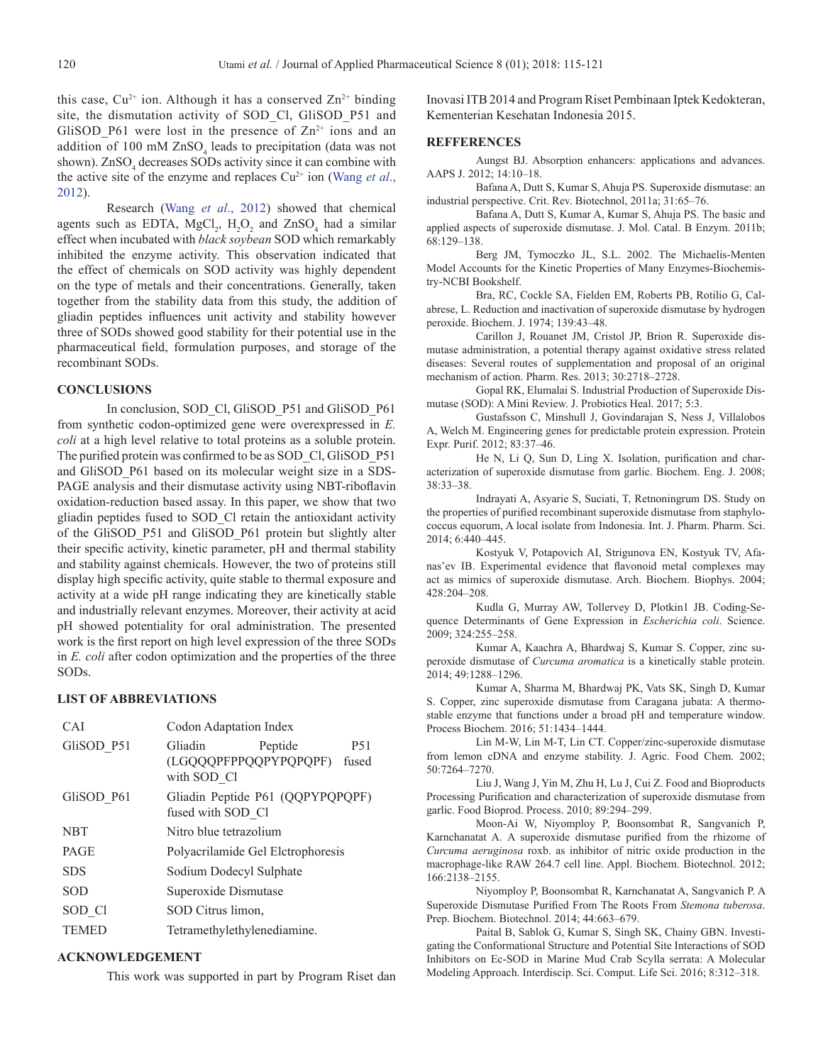this case, $Cu^{2+}$ ion. Although it has a conserved $Zn^{2+}$ binding site, the dismutation activity of SOD_Cl, GliSOD_P51 and GliSOD_P61 were lost in the presence of $Zn^{2+}$ ions and an addition of 100 mM $ZnSO_4$ leads to precipitation (data was not shown). $ZnSO_4$ decreases SODs activity since it can combine with the active site of the enzyme and replaces $Cu^{2+}$ ion (Wang *et al*., 2012).

Research (Wang *et al*., 2012) showed that chemical agents such as EDTA, $MgCl_2$, $H_2O_2$ and $ZnSO_4$ had a similar effect when incubated with *black soybean* SOD which remarkably inhibited the enzyme activity. This observation indicated that the effect of chemicals on SOD activity was highly dependent on the type of metals and their concentrations. Generally, taken together from the stability data from this study, the addition of gliadin peptides influences unit activity and stability however three of SODs showed good stability for their potential use in the pharmaceutical field, formulation purposes, and storage of the recombinant SODs.

## CONCLUSIONS

In conclusion, SOD_Cl, GliSOD_P51 and GliSOD_P61 from synthetic codon-optimized gene were overexpressed in *E. coli* at a high level relative to total proteins as a soluble protein. The purified protein was confirmed to be as SOD_Cl, GliSOD_P51 and GliSOD_P61 based on its molecular weight size in a SDS-PAGE analysis and their dismutase activity using NBT-riboflavin oxidation-reduction based assay. In this paper, we show that two gliadin peptides fused to SOD_Cl retain the antioxidant activity of the GliSOD_P51 and GliSOD_P61 protein but slightly alter their specific activity, kinetic parameter, pH and thermal stability and stability against chemicals. However, the two of proteins still display high specific activity, quite stable to thermal exposure and activity at a wide pH range indicating they are kinetically stable and industrially relevant enzymes. Moreover, their activity at acid pH showed potentiality for oral administration. The presented work is the first report on high level expression of the three SODs in *E. coli* after codon optimization and the properties of the three SODs.

## LIST OF ABBREVIATIONS

| | |
|---|---|
| CAI | Codon Adaptation Index |
| GliSOD_P51 | Gliadin Peptide P51 (LGQQQPFPPQQPYPQPQPF) fused with SOD_Cl |
| GliSOD_P61 | Gliadin Peptide P61 (QQPYPQPQPF) fused with SOD_Cl |
| NBT | Nitro blue tetrazolium |
| PAGE | Polyacrilamide Gel Elctrophoresis |
| SDS | Sodium Dodecyl Sulphate |
| SOD | Superoxide Dismutase |
| SOD_Cl | SOD Citrus limon, |
| TEMED | Tetramethylethylenediamine. |

## ACKNOWLEDGEMENT

This work was supported in part by Program Riset dan Inovasi ITB 2014 and Program Riset Pembinaan Iptek Kedokteran, Kementerian Kesehatan Indonesia 2015.

## REFFERENCES

Aungst BJ. Absorption enhancers: applications and advances. AAPS J. 2012; 14:10–18.

Bafana A, Dutt S, Kumar S, Ahuja PS. Superoxide dismutase: an industrial perspective. Crit. Rev. Biotechnol, 2011a; 31:65–76.

Bafana A, Dutt S, Kumar A, Kumar S, Ahuja PS. The basic and applied aspects of superoxide dismutase. J. Mol. Catal. B Enzym. 2011b; 68:129–138.

Berg JM, Tymoczko JL, S.L. 2002. The Michaelis-Menten Model Accounts for the Kinetic Properties of Many Enzymes-Biochemistry-NCBI Bookshelf.

Bra, RC, Cockle SA, Fielden EM, Roberts PB, Rotilio G, Calabrese, L. Reduction and inactivation of superoxide dismutase by hydrogen peroxide. Biochem. J. 1974; 139:43–48.

Carillon J, Rouanet JM, Cristol JP, Brion R. Superoxide dismutase administration, a potential therapy against oxidative stress related diseases: Several routes of supplementation and proposal of an original mechanism of action. Pharm. Res. 2013; 30:2718–2728.

Gopal RK, Elumalai S. Industrial Production of Superoxide Dismutase (SOD): A Mini Review. J. Probiotics Heal. 2017; 5:3.

Gustafsson C, Minshull J, Govindarajan S, Ness J, Villalobos A, Welch M. Engineering genes for predictable protein expression. Protein Expr. Purif. 2012; 83:37–46.

He N, Li Q, Sun D, Ling X. Isolation, purification and characterization of superoxide dismutase from garlic. Biochem. Eng. J. 2008; 38:33–38.

Indrayati A, Asyarie S, Suciati, T, Retnoningrum DS. Study on the properties of purified recombinant superoxide dismutase from staphylococcus equorum, A local isolate from Indonesia. Int. J. Pharm. Pharm. Sci. 2014; 6:440–445.

Kostyuk V, Potapovich AI, Strigunova EN, Kostyuk TV, Afanas'ev IB. Experimental evidence that flavonoid metal complexes may act as mimics of superoxide dismutase. Arch. Biochem. Biophys. 2004; 428:204–208.

Kudla G, Murray AW, Tollervey D, Plotkin1 JB. Coding-Sequence Determinants of Gene Expression in *Escherichia coli*. Science. 2009; 324:255–258.

Kumar A, Kaachra A, Bhardwaj S, Kumar S. Copper, zinc superoxide dismutase of *Curcuma aromatica* is a kinetically stable protein. 2014; 49:1288–1296.

Kumar A, Sharma M, Bhardwaj PK, Vats SK, Singh D, Kumar S. Copper, zinc superoxide dismutase from Caragana jubata: A thermostable enzyme that functions under a broad pH and temperature window. Process Biochem. 2016; 51:1434–1444.

Lin M-W, Lin M-T, Lin CT. Copper/zinc-superoxide dismutase from lemon cDNA and enzyme stability. J. Agric. Food Chem. 2002; 50:7264–7270.

Liu J, Wang J, Yin M, Zhu H, Lu J, Cui Z. Food and Bioproducts Processing Purification and characterization of superoxide dismutase from garlic. Food Bioprod. Process. 2010; 89:294–299.

Moon-Ai W, Niyomploy P, Boonsombat R, Sangvanich P, Karnchanatat A. A superoxide dismutase purified from the rhizome of *Curcuma aeruginosa* roxb. as inhibitor of nitric oxide production in the macrophage-like RAW 264.7 cell line. Appl. Biochem. Biotechnol. 2012; 166:2138–2155.

Niyomploy P, Boonsombat R, Karnchanatat A, Sangvanich P. A Superoxide Dismutase Purified From The Roots From *Stemona tuberosa*. Prep. Biochem. Biotechnol. 2014; 44:663–679.

Paital B, Sablok G, Kumar S, Singh SK, Chainy GBN. Investigating the Conformational Structure and Potential Site Interactions of SOD Inhibitors on Ec-SOD in Marine Mud Crab Scylla serrata: A Molecular Modeling Approach. Interdiscip. Sci. Comput. Life Sci. 2016; 8:312–318.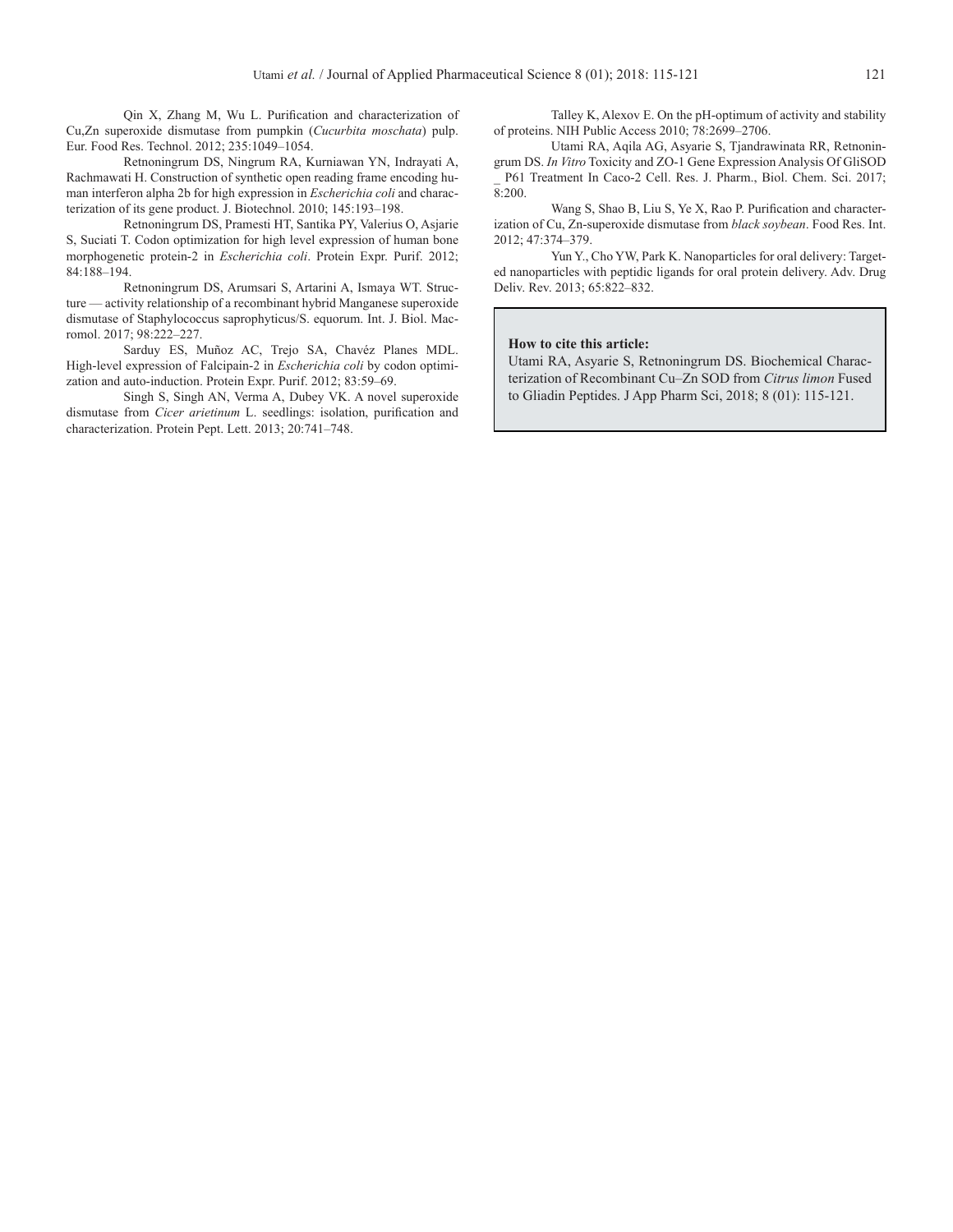Qin X, Zhang M, Wu L. Purification and characterization of Cu,Zn superoxide dismutase from pumpkin (*Cucurbita moschata*) pulp. Eur. Food Res. Technol. 2012; 235:1049–1054.

Retnoningrum DS, Ningrum RA, Kurniawan YN, Indrayati A, Rachmawati H. Construction of synthetic open reading frame encoding human interferon alpha 2b for high expression in *Escherichia coli* and characterization of its gene product. J. Biotechnol. 2010; 145:193–198.

Retnoningrum DS, Pramesti HT, Santika PY, Valerius O, Asjarie S, Suciati T. Codon optimization for high level expression of human bone morphogenetic protein-2 in *Escherichia coli*. Protein Expr. Purif. 2012; 84:188–194.

Retnoningrum DS, Arumsari S, Artarini A, Ismaya WT. Structure — activity relationship of a recombinant hybrid Manganese superoxide dismutase of Staphylococcus saprophyticus/S. equorum. Int. J. Biol. Macromol. 2017; 98:222–227.

Sarduy ES, Muñoz AC, Trejo SA, Chavéz Planes MDL. High-level expression of Falcipain-2 in *Escherichia coli* by codon optimization and auto-induction. Protein Expr. Purif. 2012; 83:59–69.

Singh S, Singh AN, Verma A, Dubey VK. A novel superoxide dismutase from *Cicer arietinum* L. seedlings: isolation, purification and characterization. Protein Pept. Lett. 2013; 20:741–748.

Talley K, Alexov E. On the pH-optimum of activity and stability of proteins. NIH Public Access 2010; 78:2699–2706.

Utami RA, Aqila AG, Asyarie S, Tjandrawinata RR, Retnoningrum DS. *In Vitro* Toxicity and ZO-1 Gene Expression Analysis Of GliSOD _ P61 Treatment In Caco-2 Cell. Res. J. Pharm., Biol. Chem. Sci. 2017; 8:200.

Wang S, Shao B, Liu S, Ye X, Rao P. Purification and characterization of Cu, Zn-superoxide dismutase from *black soybean*. Food Res. Int. 2012; 47:374–379.

Yun Y., Cho YW, Park K. Nanoparticles for oral delivery: Targeted nanoparticles with peptidic ligands for oral protein delivery. Adv. Drug Deliv. Rev. 2013; 65:822–832.

**How to cite this article:**

Utami RA, Asyarie S, Retnoningrum DS. Biochemical Characterization of Recombinant Cu–Zn SOD from *Citrus limon* Fused to Gliadin Peptides. J App Pharm Sci, 2018; 8 (01): 115-121.